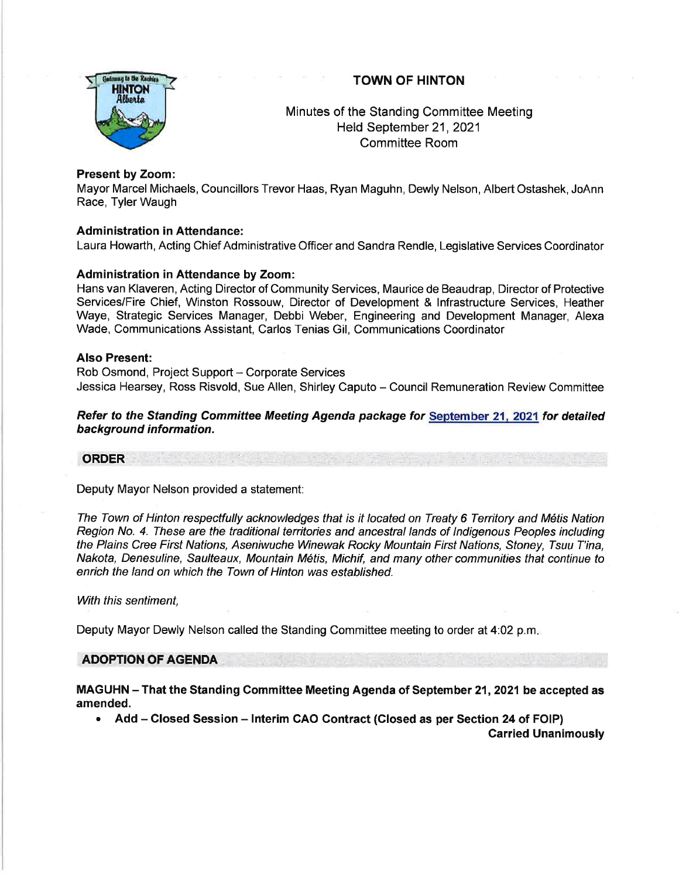# TOWN OF HINTON

Minutes of the Standing Committee Meeting
Held September 21, 2021
Committee Room

**Present by Zoom:**
Mayor Marcel Michaels, Councillors Trevor Haas, Ryan Maguhn, Dewly Nelson, Albert Ostashek, JoAnn Race, Tyler Waugh

**Administration in Attendance:**
Laura Howarth, Acting Chief Administrative Officer and Sandra Rendle, Legislative Services Coordinator

**Administration in Attendance by Zoom:**
Hans van Klaveren, Acting Director of Community Services, Maurice de Beaudrap, Director of Protective Services/Fire Chief, Winston Rossouw, Director of Development & Infrastructure Services, Heather Waye, Strategic Services Manager, Debbi Weber, Engineering and Development Manager, Alexa Wade, Communications Assistant, Carlos Tenias Gil, Communications Coordinator

**Also Present:**
Rob Osmond, Project Support – Corporate Services
Jessica Hearsey, Ross Risvold, Sue Allen, Shirley Caputo – Council Remuneration Review Committee

***Refer to the Standing Committee Meeting Agenda package for September 21, 2021 for detailed background information.***

## ORDER

Deputy Mayor Nelson provided a statement:

*The Town of Hinton respectfully acknowledges that is it located on Treaty 6 Territory and Métis Nation Region No. 4. These are the traditional territories and ancestral lands of Indigenous Peoples including the Plains Cree First Nations, Aseniwuche Winewak Rocky Mountain First Nations, Stoney, Tsuu T'ina, Nakota, Denesuline, Saulteaux, Mountain Métis, Michif, and many other communities that continue to enrich the land on which the Town of Hinton was established.*

*With this sentiment,*

Deputy Mayor Dewly Nelson called the Standing Committee meeting to order at 4:02 p.m.

## ADOPTION OF AGENDA

**MAGUHN – That the Standing Committee Meeting Agenda of September 21, 2021 be accepted as amended.**

- **Add – Closed Session – Interim CAO Contract (Closed as per Section 24 of FOIP)**

**Carried Unanimously**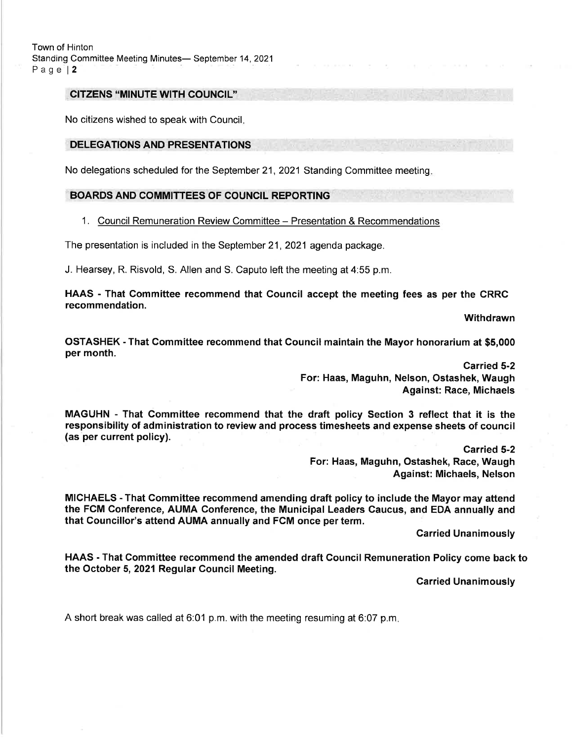## CITIZENS "MINUTE WITH COUNCIL"

No citizens wished to speak with Council.

## DELEGATIONS AND PRESENTATIONS

No delegations scheduled for the September 21, 2021 Standing Committee meeting.

## BOARDS AND COMMITTEES OF COUNCIL REPORTING

1. Council Remuneration Review Committee – Presentation & Recommendations

The presentation is included in the September 21, 2021 agenda package.

J. Hearsey, R. Risvold, S. Allen and S. Caputo left the meeting at 4:55 p.m.

**HAAS - That Committee recommend that Council accept the meeting fees as per the CRRC recommendation.**

**Withdrawn**

**OSTASHEK - That Committee recommend that Council maintain the Mayor honorarium at $5,000 per month.**

**Carried 5-2**
**For: Haas, Maguhn, Nelson, Ostashek, Waugh**
**Against: Race, Michaels**

**MAGUHN - That Committee recommend that the draft policy Section 3 reflect that it is the responsibility of administration to review and process timesheets and expense sheets of council (as per current policy).**

**Carried 5-2**
**For: Haas, Maguhn, Ostashek, Race, Waugh**
**Against: Michaels, Nelson**

**MICHAELS - That Committee recommend amending draft policy to include the Mayor may attend the FCM Conference, AUMA Conference, the Municipal Leaders Caucus, and EDA annually and that Councillor's attend AUMA annually and FCM once per term.**

**Carried Unanimously**

**HAAS - That Committee recommend the amended draft Council Remuneration Policy come back to the October 5, 2021 Regular Council Meeting.**

**Carried Unanimously**

A short break was called at 6:01 p.m. with the meeting resuming at 6:07 p.m.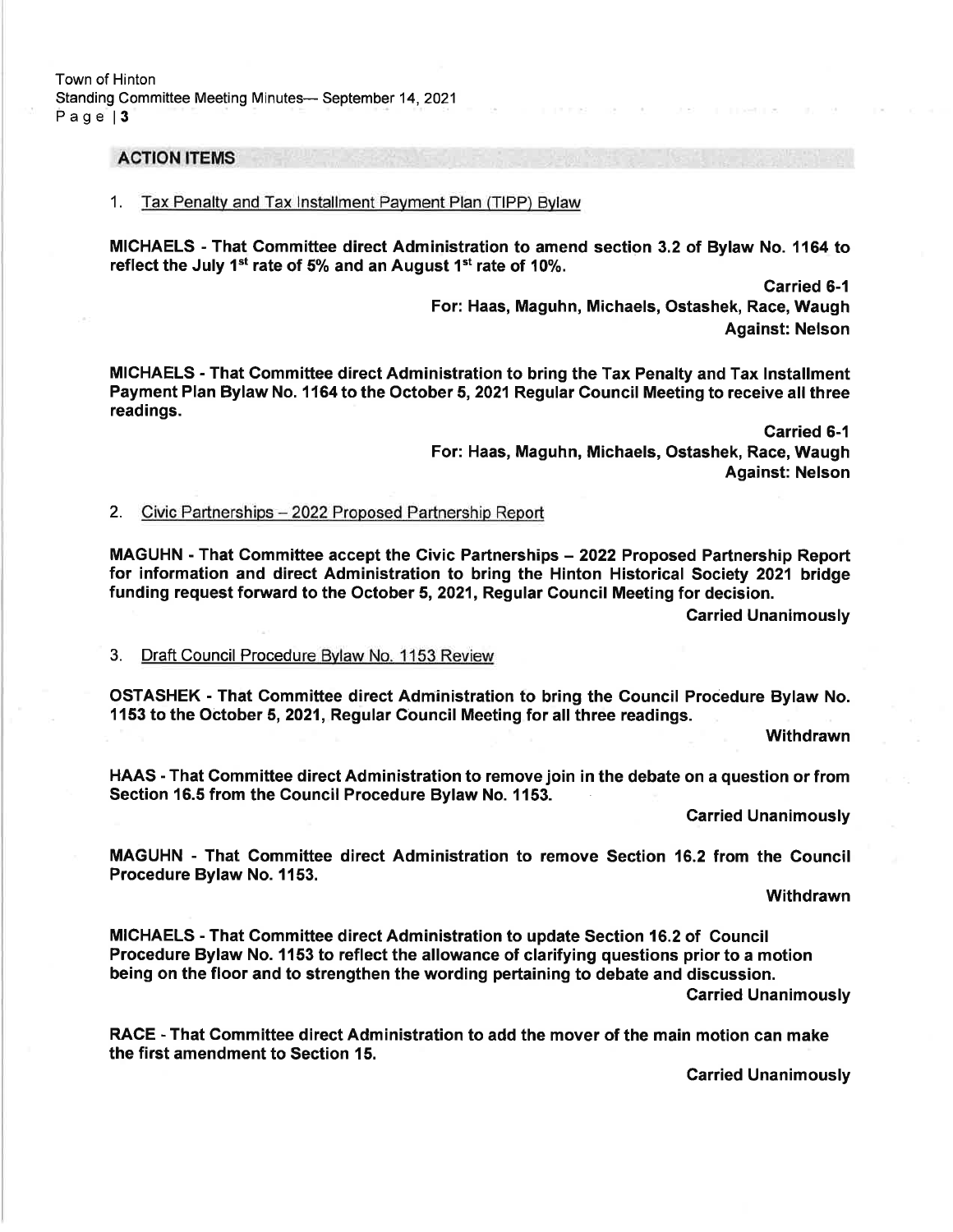## ACTION ITEMS

1. Tax Penalty and Tax Installment Payment Plan (TIPP) Bylaw

**MICHAELS - That Committee direct Administration to amend section 3.2 of Bylaw No. 1164 to reflect the July 1st rate of 5% and an August 1st rate of 10%.**

**Carried 6-1**
**For: Haas, Maguhn, Michaels, Ostashek, Race, Waugh**
**Against: Nelson**

**MICHAELS - That Committee direct Administration to bring the Tax Penalty and Tax Installment Payment Plan Bylaw No. 1164 to the October 5, 2021 Regular Council Meeting to receive all three readings.**

**Carried 6-1**
**For: Haas, Maguhn, Michaels, Ostashek, Race, Waugh**
**Against: Nelson**

2. Civic Partnerships – 2022 Proposed Partnership Report

**MAGUHN - That Committee accept the Civic Partnerships – 2022 Proposed Partnership Report for information and direct Administration to bring the Hinton Historical Society 2021 bridge funding request forward to the October 5, 2021, Regular Council Meeting for decision.**

**Carried Unanimously**

3. Draft Council Procedure Bylaw No. 1153 Review

**OSTASHEK - That Committee direct Administration to bring the Council Procedure Bylaw No. 1153 to the October 5, 2021, Regular Council Meeting for all three readings.**

**Withdrawn**

**HAAS - That Committee direct Administration to remove join in the debate on a question or from Section 16.5 from the Council Procedure Bylaw No. 1153.**

**Carried Unanimously**

**MAGUHN - That Committee direct Administration to remove Section 16.2 from the Council Procedure Bylaw No. 1153.**

**Withdrawn**

**MICHAELS - That Committee direct Administration to update Section 16.2 of Council Procedure Bylaw No. 1153 to reflect the allowance of clarifying questions prior to a motion being on the floor and to strengthen the wording pertaining to debate and discussion.**

**Carried Unanimously**

**RACE - That Committee direct Administration to add the mover of the main motion can make the first amendment to Section 15.**

**Carried Unanimously**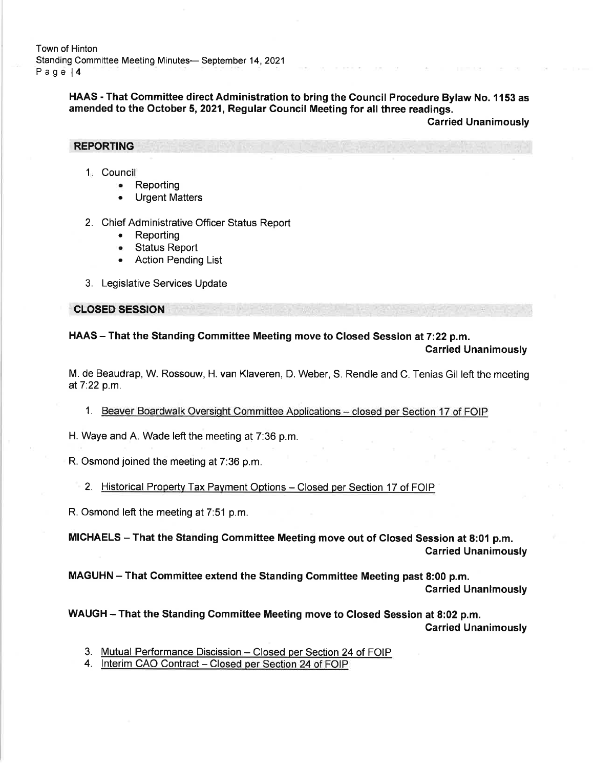**HAAS - That Committee direct Administration to bring the Council Procedure Bylaw No. 1153 as amended to the October 5, 2021, Regular Council Meeting for all three readings.**

**Carried Unanimously**

## REPORTING

1. Council
   - Reporting
   - Urgent Matters
2. Chief Administrative Officer Status Report
   - Reporting
   - Status Report
   - Action Pending List
3. Legislative Services Update

## CLOSED SESSION

**HAAS – That the Standing Committee Meeting move to Closed Session at 7:22 p.m.**

**Carried Unanimously**

M. de Beaudrap, W. Rossouw, H. van Klaveren, D. Weber, S. Rendle and C. Tenias Gil left the meeting at 7:22 p.m.

1. Beaver Boardwalk Oversight Committee Applications – closed per Section 17 of FOIP

H. Waye and A. Wade left the meeting at 7:36 p.m.

R. Osmond joined the meeting at 7:36 p.m.

2. Historical Property Tax Payment Options – Closed per Section 17 of FOIP

R. Osmond left the meeting at 7:51 p.m.

**MICHAELS – That the Standing Committee Meeting move out of Closed Session at 8:01 p.m.**

**Carried Unanimously**

**MAGUHN – That Committee extend the Standing Committee Meeting past 8:00 p.m.**

**Carried Unanimously**

**WAUGH – That the Standing Committee Meeting move to Closed Session at 8:02 p.m.**

**Carried Unanimously**

3. Mutual Performance Discission – Closed per Section 24 of FOIP
4. Interim CAO Contract – Closed per Section 24 of FOIP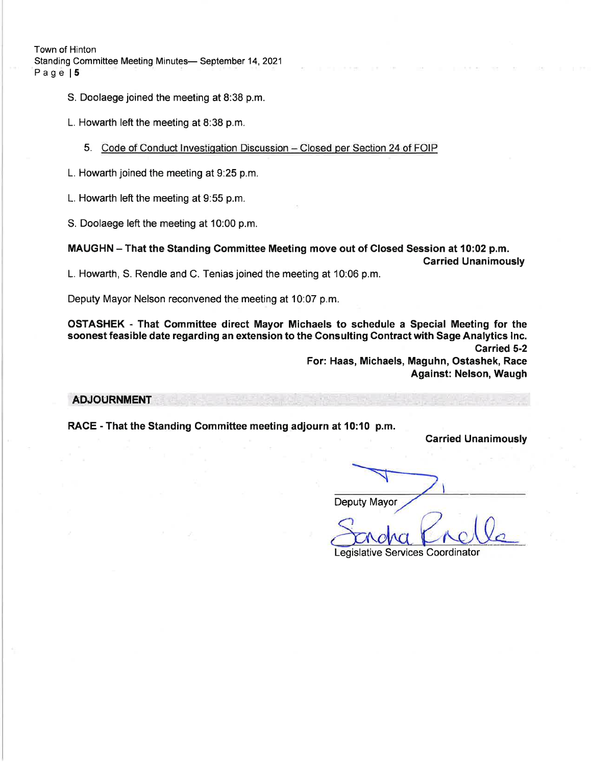S. Doolaege joined the meeting at 8:38 p.m.

L. Howarth left the meeting at 8:38 p.m.

5. Code of Conduct Investigation Discussion – Closed per Section 24 of FOIP

L. Howarth joined the meeting at 9:25 p.m.

L. Howarth left the meeting at 9:55 p.m.

S. Doolaege left the meeting at 10:00 p.m.

**MAUGHN – That the Standing Committee Meeting move out of Closed Session at 10:02 p.m.**

**Carried Unanimously**

L. Howarth, S. Rendle and C. Tenias joined the meeting at 10:06 p.m.

Deputy Mayor Nelson reconvened the meeting at 10:07 p.m.

**OSTASHEK - That Committee direct Mayor Michaels to schedule a Special Meeting for the soonest feasible date regarding an extension to the Consulting Contract with Sage Analytics Inc.**

**Carried 5-2**

**For: Haas, Michaels, Maguhn, Ostashek, Race**

**Against: Nelson, Waugh**

## ADJOURNMENT

**RACE - That the Standing Committee meeting adjourn at 10:10 p.m.**

**Carried Unanimously**

Deputy Mayor

Legislative Services Coordinator